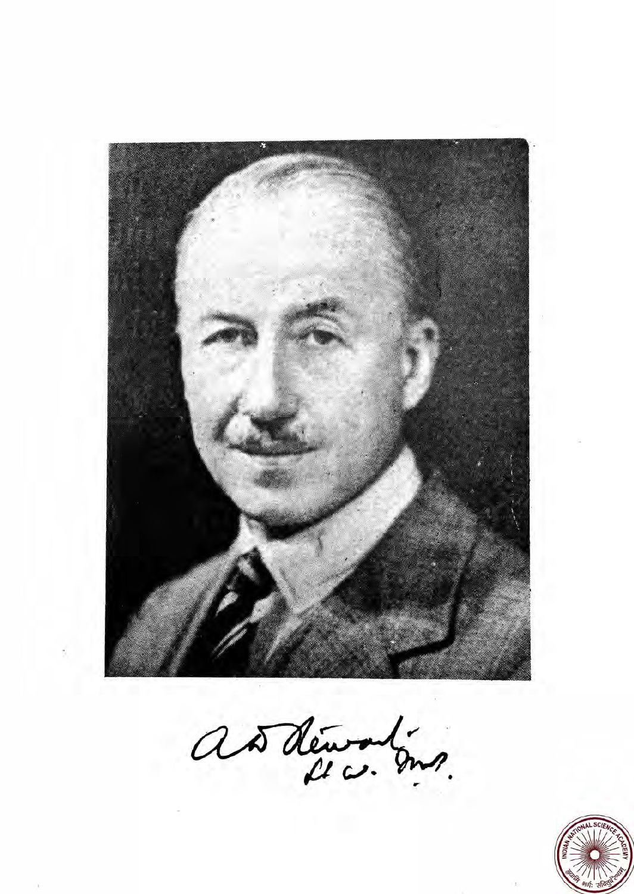A D Stewart
Lt Col. IMS.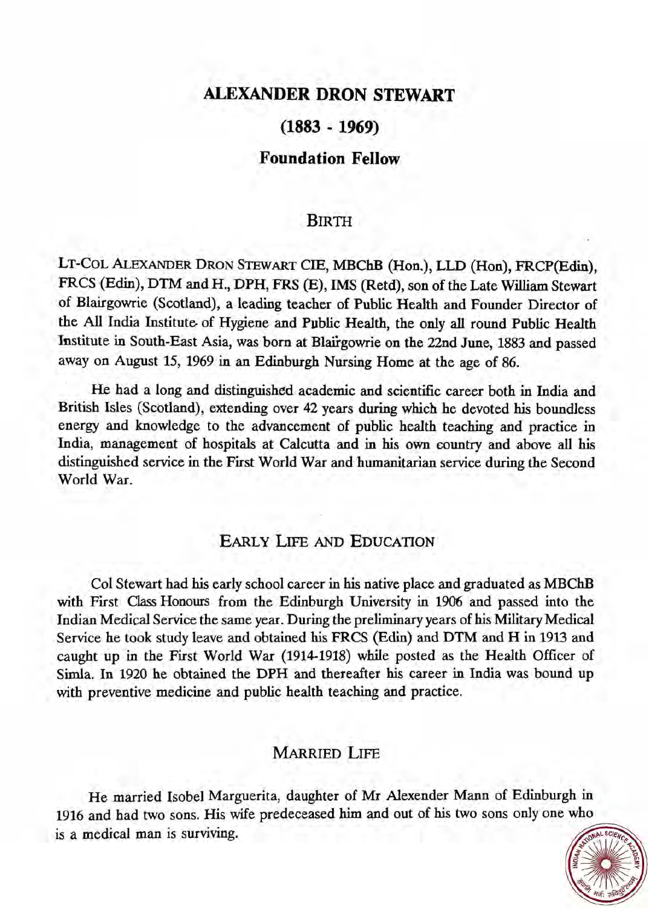# ALEXANDER DRON STEWART

## (1883 - 1969)

## Foundation Fellow

### BIRTH

LT-COL ALEXANDER DRON STEWART CIE, MBChB (Hon.), LLD (Hon), FRCP(Edin), FRCS (Edin), DTM and H., DPH, FRS (E), IMS (Retd), son of the Late William Stewart of Blairgowrie (Scotland), a leading teacher of Public Health and Founder Director of the All India Institute of Hygiene and Public Health, the only all round Public Health Institute in South-East Asia, was born at Blairgowrie on the 22nd June, 1883 and passed away on August 15, 1969 in an Edinburgh Nursing Home at the age of 86.

He had a long and distinguished academic and scientific career both in India and British Isles (Scotland), extending over 42 years during which he devoted his boundless energy and knowledge to the advancement of public health teaching and practice in India, management of hospitals at Calcutta and in his own country and above all his distinguished service in the First World War and humanitarian service during the Second World War.

### EARLY LIFE AND EDUCATION

Col Stewart had his early school career in his native place and graduated as MBChB with First Class Honours from the Edinburgh University in 1906 and passed into the Indian Medical Service the same year. During the preliminary years of his Military Medical Service he took study leave and obtained his FRCS (Edin) and DTM and H in 1913 and caught up in the First World War (1914-1918) while posted as the Health Officer of Simla. In 1920 he obtained the DPH and thereafter his career in India was bound up with preventive medicine and public health teaching and practice.

### MARRIED LIFE

He married Isobel Marguerita, daughter of Mr Alexander Mann of Edinburgh in 1916 and had two sons. His wife predeceased him and out of his two sons only one who is a medical man is surviving.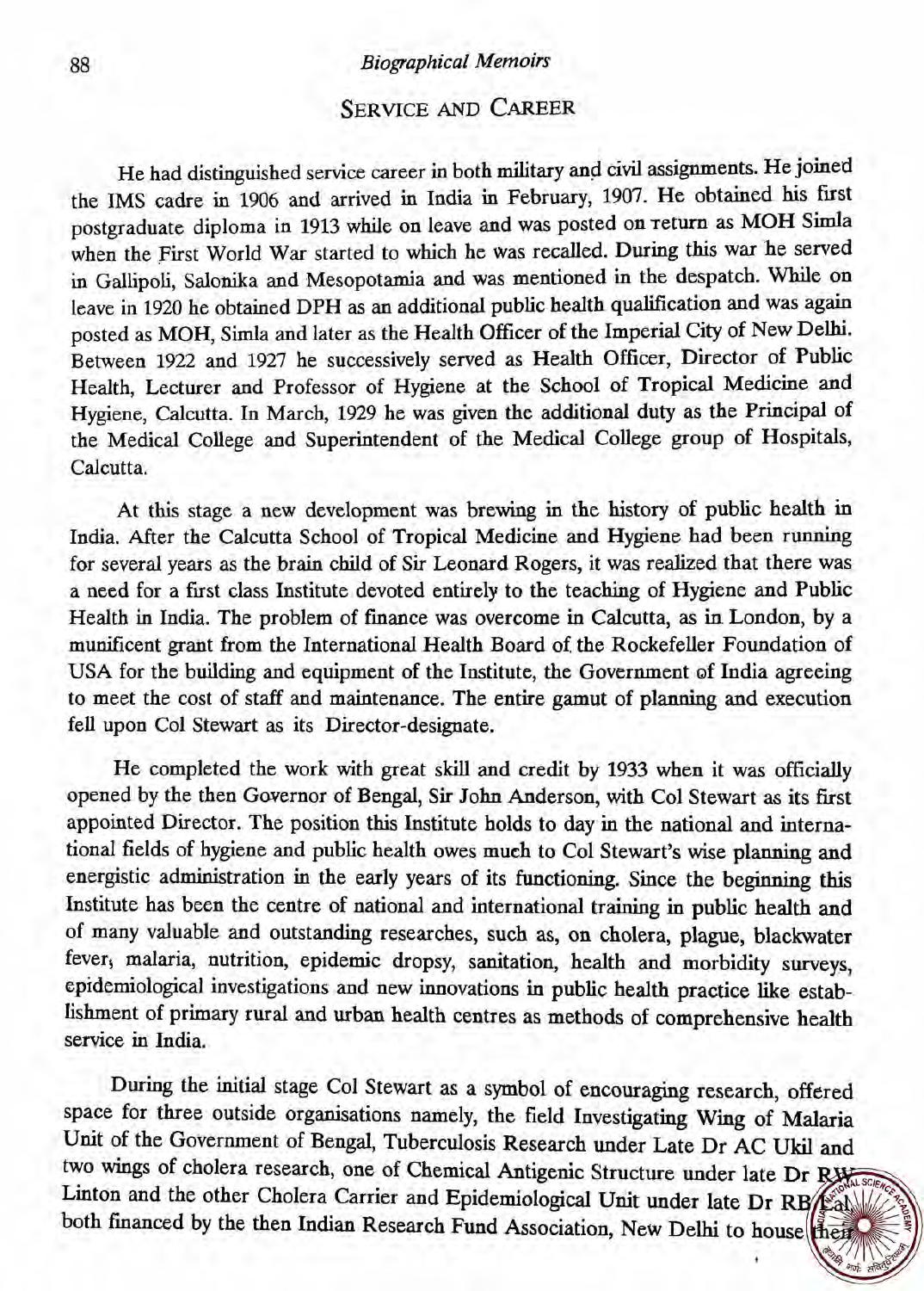## SERVICE AND CAREER

He had distinguished service career in both military and civil assignments. He joined the IMS cadre in 1906 and arrived in India in February, 1907. He obtained his first postgraduate diploma in 1913 while on leave and was posted on return as MOH Simla when the First World War started to which he was recalled. During this war he served in Gallipoli, Salonika and Mesopotamia and was mentioned in the despatch. While on leave in 1920 he obtained DPH as an additional public health qualification and was again posted as MOH, Simla and later as the Health Officer of the Imperial City of New Delhi. Between 1922 and 1927 he successively served as Health Officer, Director of Public Health, Lecturer and Professor of Hygiene at the School of Tropical Medicine and Hygiene, Calcutta. In March, 1929 he was given the additional duty as the Principal of the Medical College and Superintendent of the Medical College group of Hospitals, Calcutta.

At this stage a new development was brewing in the history of public health in India. After the Calcutta School of Tropical Medicine and Hygiene had been running for several years as the brain child of Sir Leonard Rogers, it was realized that there was a need for a first class Institute devoted entirely to the teaching of Hygiene and Public Health in India. The problem of finance was overcome in Calcutta, as in London, by a munificent grant from the International Health Board of the Rockefeller Foundation of USA for the building and equipment of the Institute, the Government of India agreeing to meet the cost of staff and maintenance. The entire gamut of planning and execution fell upon Col Stewart as its Director-designate.

He completed the work with great skill and credit by 1933 when it was officially opened by the then Governor of Bengal, Sir John Anderson, with Col Stewart as its first appointed Director. The position this Institute holds to day in the national and international fields of hygiene and public health owes much to Col Stewart's wise planning and energistic administration in the early years of its functioning. Since the beginning this Institute has been the centre of national and international training in public health and of many valuable and outstanding researches, such as, on cholera, plague, blackwater fever, malaria, nutrition, epidemic dropsy, sanitation, health and morbidity surveys, epidemiological investigations and new innovations in public health practice like establishment of primary rural and urban health centres as methods of comprehensive health service in India.

During the initial stage Col Stewart as a symbol of encouraging research, offered space for three outside organisations namely, the field Investigating Wing of Malaria Unit of the Government of Bengal, Tuberculosis Research under Late Dr AC Ukil and two wings of cholera research, one of Chemical Antigenic Structure under late Dr RW Linton and the other Cholera Carrier and Epidemiological Unit under late Dr RB Lal both financed by the then Indian Research Fund Association, New Delhi to house their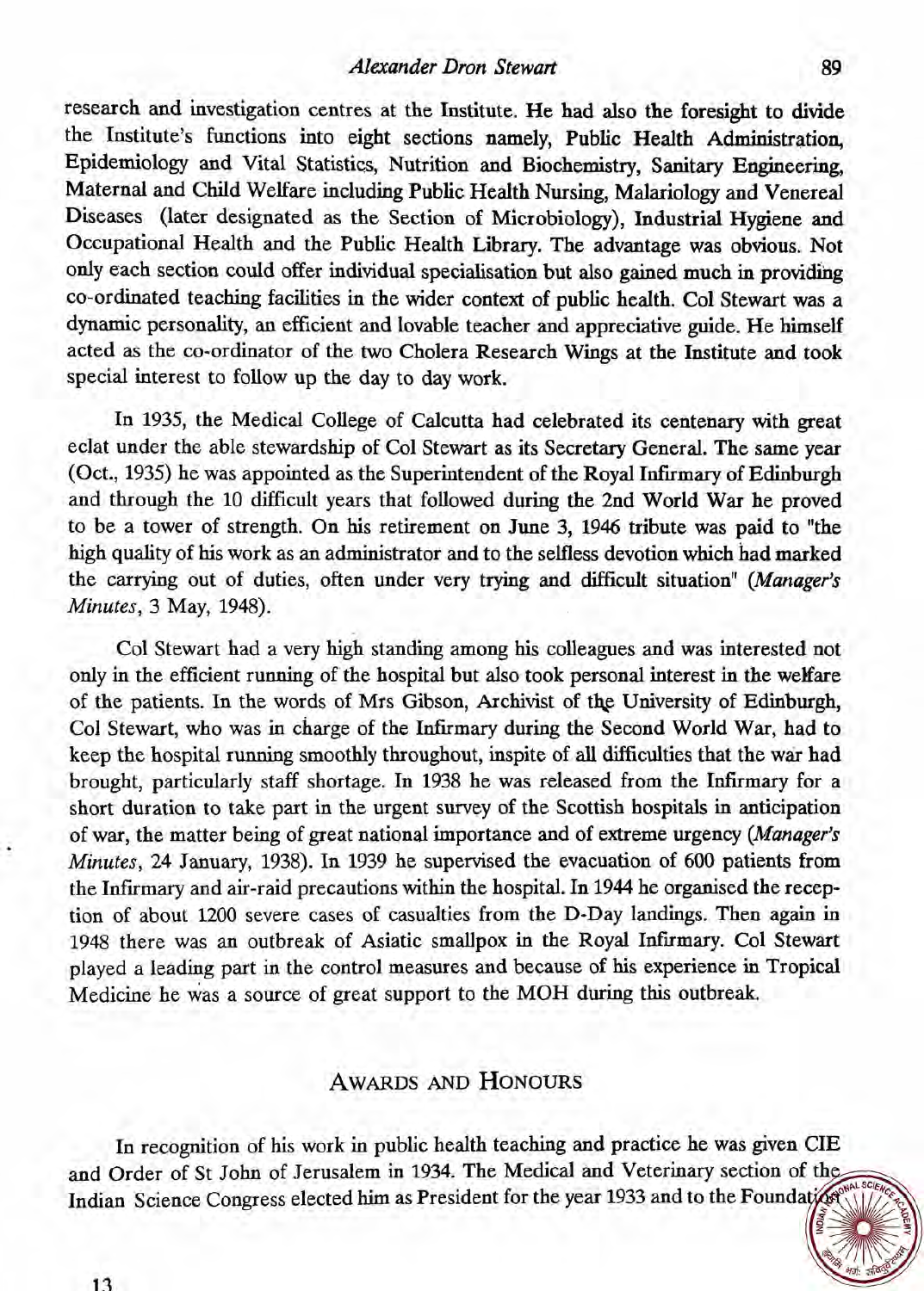research and investigation centres at the Institute. He had also the foresight to divide the Institute's functions into eight sections namely, Public Health Administration, Epidemiology and Vital Statistics, Nutrition and Biochemistry, Sanitary Engineering, Maternal and Child Welfare including Public Health Nursing, Malariology and Venereal Diseases (later designated as the Section of Microbiology), Industrial Hygiene and Occupational Health and the Public Health Library. The advantage was obvious. Not only each section could offer individual specialisation but also gained much in providing co-ordinated teaching facilities in the wider context of public health. Col Stewart was a dynamic personality, an efficient and lovable teacher and appreciative guide. He himself acted as the co-ordinator of the two Cholera Research Wings at the Institute and took special interest to follow up the day to day work.

In 1935, the Medical College of Calcutta had celebrated its centenary with great eclat under the able stewardship of Col Stewart as its Secretary General. The same year (Oct., 1935) he was appointed as the Superintendent of the Royal Infirmary of Edinburgh and through the 10 difficult years that followed during the 2nd World War he proved to be a tower of strength. On his retirement on June 3, 1946 tribute was paid to "the high quality of his work as an administrator and to the selfless devotion which had marked the carrying out of duties, often under very trying and difficult situation" (*Manager's Minutes*, 3 May, 1948).

Col Stewart had a very high standing among his colleagues and was interested not only in the efficient running of the hospital but also took personal interest in the welfare of the patients. In the words of Mrs Gibson, Archivist of the University of Edinburgh, Col Stewart, who was in charge of the Infirmary during the Second World War, had to keep the hospital running smoothly throughout, inspite of all difficulties that the war had brought, particularly staff shortage. In 1938 he was released from the Infirmary for a short duration to take part in the urgent survey of the Scottish hospitals in anticipation of war, the matter being of great national importance and of extreme urgency (*Manager's Minutes*, 24 January, 1938). In 1939 he supervised the evacuation of 600 patients from the Infirmary and air-raid precautions within the hospital. In 1944 he organised the reception of about 1200 severe cases of casualties from the D-Day landings. Then again in 1948 there was an outbreak of Asiatic smallpox in the Royal Infirmary. Col Stewart played a leading part in the control measures and because of his experience in Tropical Medicine he was a source of great support to the MOH during this outbreak.

## Awards and Honours

In recognition of his work in public health teaching and practice he was given CIE and Order of St John of Jerusalem in 1934. The Medical and Veterinary section of the Indian Science Congress elected him as President for the year 1933 and to the Foundation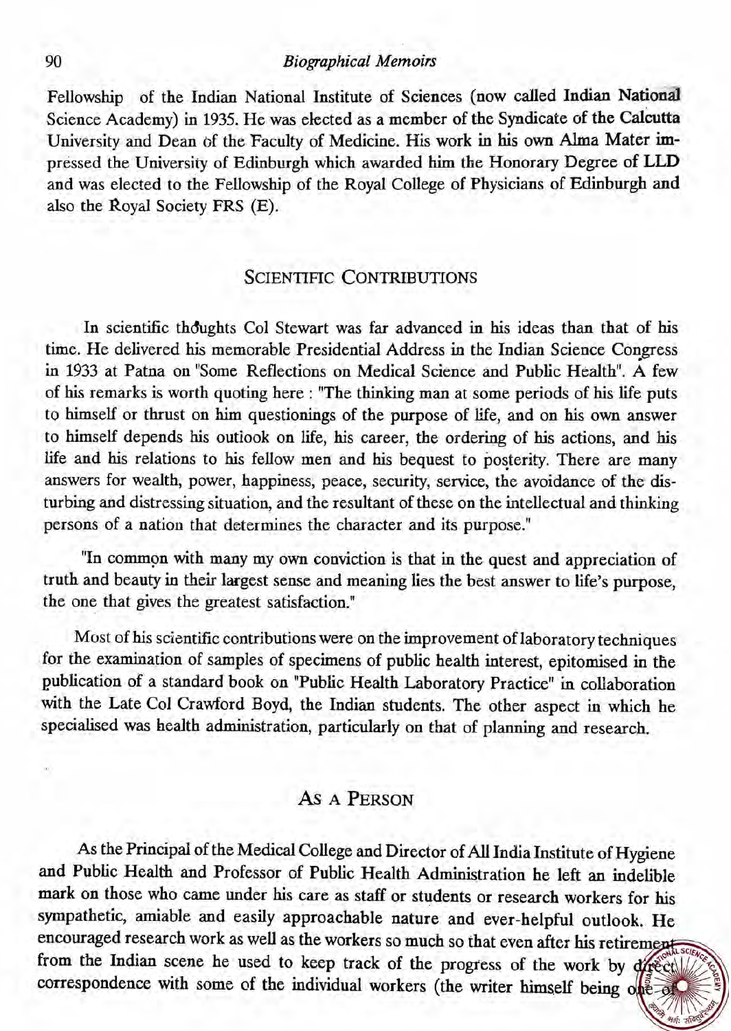Fellowship of the Indian National Institute of Sciences (now called Indian National Science Academy) in 1935. He was elected as a member of the Syndicate of the Calcutta University and Dean of the Faculty of Medicine. His work in his own Alma Mater impressed the University of Edinburgh which awarded him the Honorary Degree of LLD and was elected to the Fellowship of the Royal College of Physicians of Edinburgh and also the Royal Society FRS (E).

## Scientific Contributions

In scientific thoughts Col Stewart was far advanced in his ideas than that of his time. He delivered his memorable Presidential Address in the Indian Science Congress in 1933 at Patna on "Some Reflections on Medical Science and Public Health". A few of his remarks is worth quoting here : "The thinking man at some periods of his life puts to himself or thrust on him questionings of the purpose of life, and on his own answer to himself depends his outlook on life, his career, the ordering of his actions, and his life and his relations to his fellow men and his bequest to posterity. There are many answers for wealth, power, happiness, peace, security, service, the avoidance of the disturbing and distressing situation, and the resultant of these on the intellectual and thinking persons of a nation that determines the character and its purpose."

"In common with many my own conviction is that in the quest and appreciation of truth and beauty in their largest sense and meaning lies the best answer to life's purpose, the one that gives the greatest satisfaction."

Most of his scientific contributions were on the improvement of laboratory techniques for the examination of samples of specimens of public health interest, epitomised in the publication of a standard book on "Public Health Laboratory Practice" in collaboration with the Late Col Crawford Boyd, the Indian students. The other aspect in which he specialised was health administration, particularly on that of planning and research.

## As a Person

As the Principal of the Medical College and Director of All India Institute of Hygiene and Public Health and Professor of Public Health Administration he left an indelible mark on those who came under his care as staff or students or research workers for his sympathetic, amiable and easily approachable nature and ever-helpful outlook. He encouraged research work as well as the workers so much so that even after his retirement from the Indian scene he used to keep track of the progress of the work by direct correspondence with some of the individual workers (the writer himself being one of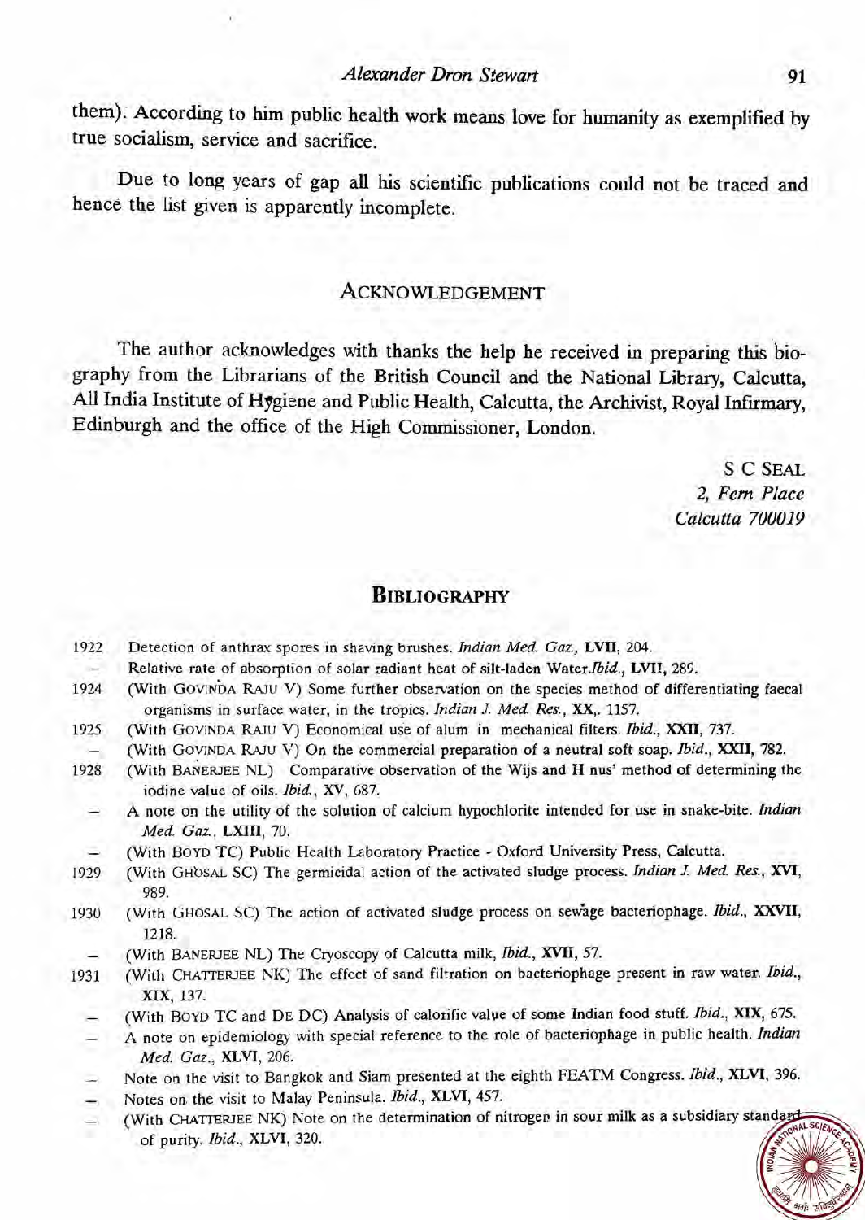them). According to him public health work means love for humanity as exemplified by true socialism, service and sacrifice.

Due to long years of gap all his scientific publications could not be traced and hence the list given is apparently incomplete.

## ACKNOWLEDGEMENT

The author acknowledges with thanks the help he received in preparing this biography from the Librarians of the British Council and the National Library, Calcutta, All India Institute of Hygiene and Public Health, Calcutta, the Archivist, Royal Infirmary, Edinburgh and the office of the High Commissioner, London.

S C SEAL
*2, Fern Place*
*Calcutta 700019*

## BIBLIOGRAPHY

1922 Detection of anthrax spores in shaving brushes. *Indian Med. Gaz.*, **LVII**, 204.

— Relative rate of absorption of solar radiant heat of silt-laden Water.*Ibid.*, **LVII**, 289.

1924 (With GOVINDA RAJU V) Some further observation on the species method of differentiating faecal organisms in surface water, in the tropics. *Indian J. Med. Res.*, **XX**,. 1157.

1925 (With GOVINDA RAJU V) Economical use of alum in mechanical filters. *Ibid.*, **XXII**, 737.

— (With GOVINDA RAJU V) On the commercial preparation of a neutral soft soap. *Ibid.*, **XXII**, 782.

1928 (With BANERJEE NL) Comparative observation of the Wijs and H nus' method of determining the iodine value of oils. *Ibid.*, **XV**, 687.

— A note on the utility of the solution of calcium hypochlorite intended for use in snake-bite. *Indian Med. Gaz.*, **LXIII**, 70.

— (With BOYD TC) Public Health Laboratory Practice - Oxford University Press, Calcutta.

1929 (With GHOSAL SC) The germicidal action of the activated sludge process. *Indian J. Med. Res.*, **XVI**, 989.

1930 (With GHOSAL SC) The action of activated sludge process on sewage bacteriophage. *Ibid.*, **XXVII**, 1218.

— (With BANERJEE NL) The Cryoscopy of Calcutta milk, *Ibid.*, **XVII**, 57.

1931 (With CHATTERJEE NK) The effect of sand filtration on bacteriophage present in raw water. *Ibid.*, **XIX**, 137.

— (With BOYD TC and DE DC) Analysis of calorific value of some Indian food stuff. *Ibid.*, **XIX**, 675.

— A note on epidemiology with special reference to the role of bacteriophage in public health. *Indian Med. Gaz.*, **XLVI**, 206.

— Note on the visit to Bangkok and Siam presented at the eighth FEATM Congress. *Ibid.*, **XLVI**, 396.

— Notes on the visit to Malay Peninsula. *Ibid.*, **XLVI**, 457.

— (With CHATTERJEE NK) Note on the determination of nitrogen in sour milk as a subsidiary standard of purity. *Ibid.*, **XLVI**, 320.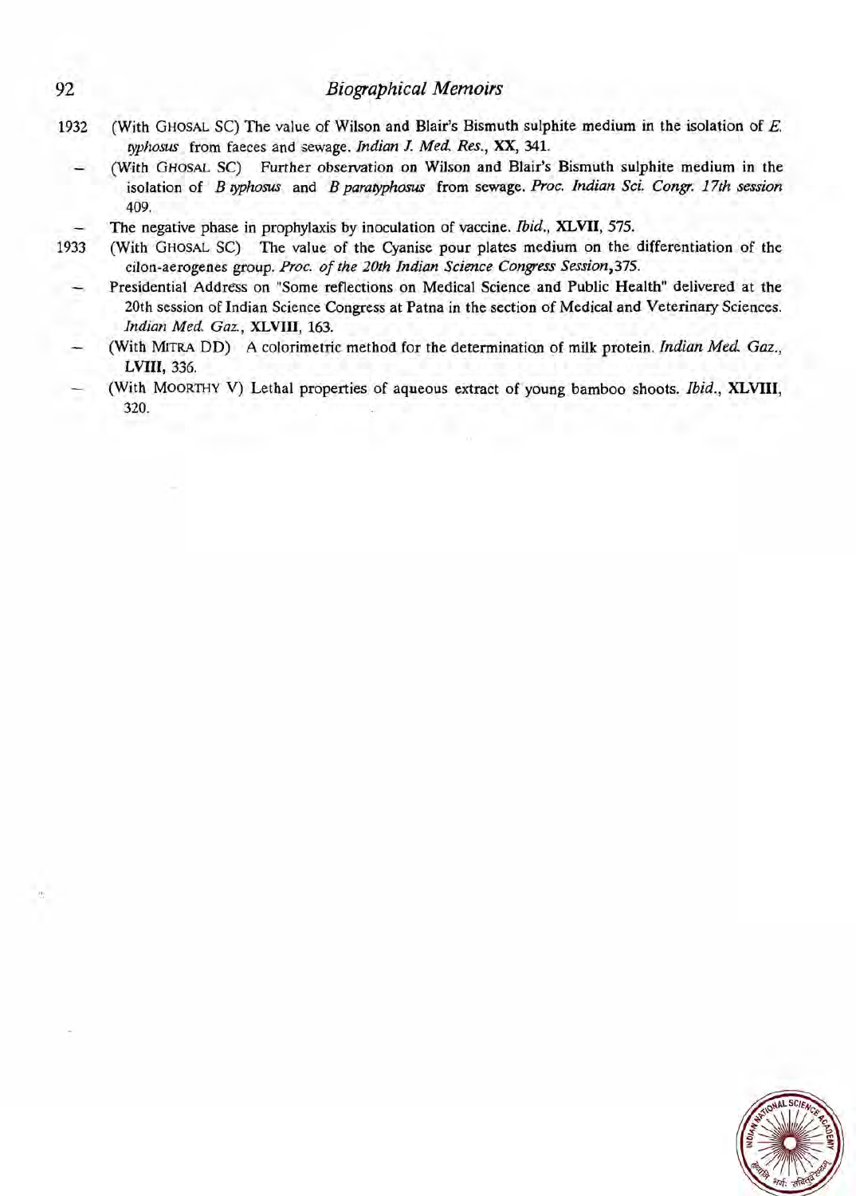1932 (With GHOSAL SC) The value of Wilson and Blair's Bismuth sulphite medium in the isolation of *E. typhosus* from faeces and sewage. *Indian J. Med. Res.*, **XX**, 341.

— (With GHOSAL SC) Further observation on Wilson and Blair's Bismuth sulphite medium in the isolation of *B typhosus* and *B paratyphosus* from sewage. *Proc. Indian Sci. Congr. 17th session* 409.

— The negative phase in prophylaxis by inoculation of vaccine. *Ibid.*, **XLVII**, 575.

1933 (With GHOSAL SC) The value of the Cyanise pour plates medium on the differentiation of the cilon-aerogenes group. *Proc. of the 20th Indian Science Congress Session*, 375.

— Presidential Address on "Some reflections on Medical Science and Public Health" delivered at the 20th session of Indian Science Congress at Patna in the section of Medical and Veterinary Sciences. *Indian Med. Gaz.*, **XLVIII**, 163.

— (With MITRA DD) A colorimetric method for the determination of milk protein. *Indian Med. Gaz.*, **LVIII**, 336.

— (With MOORTHY V) Lethal properties of aqueous extract of young bamboo shoots. *Ibid.*, **XLVIII**, 320.